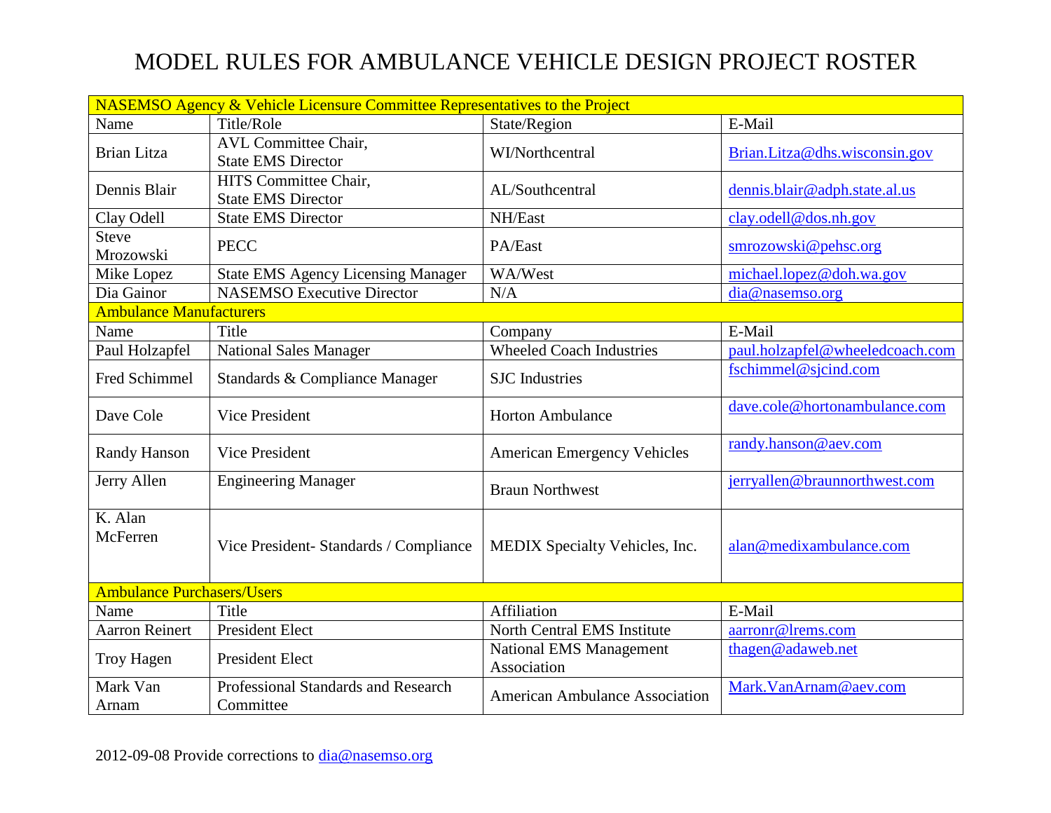# MODEL RULES FOR AMBULANCE VEHICLE DESIGN PROJECT ROSTER

| NASEMSO Agency & Vehicle Licensure Committee Representatives to the Project | | | |
|---|---|---|---|
| Name | Title/Role | State/Region | E-Mail |
| Brian Litza | AVL Committee Chair, State EMS Director | WI/Northcentral | Brian.Litza@dhs.wisconsin.gov |
| Dennis Blair | HITS Committee Chair, State EMS Director | AL/Southcentral | dennis.blair@adph.state.al.us |
| Clay Odell | State EMS Director | NH/East | clay.odell@dos.nh.gov |
| Steve Mrozowski | PECC | PA/East | smrozowski@pehsc.org |
| Mike Lopez | State EMS Agency Licensing Manager | WA/West | michael.lopez@doh.wa.gov |
| Dia Gainor | NASEMSO Executive Director | N/A | dia@nasemso.org |
| **Ambulance Manufacturers** | | | |
| Name | Title | Company | E-Mail |
| Paul Holzapfel | National Sales Manager | Wheeled Coach Industries | paul.holzapfel@wheeledcoach.com |
| Fred Schimmel | Standards & Compliance Manager | SJC Industries | fschimmel@sjcind.com |
| Dave Cole | Vice President | Horton Ambulance | dave.cole@hortonambulance.com |
| Randy Hanson | Vice President | American Emergency Vehicles | randy.hanson@aev.com |
| Jerry Allen | Engineering Manager | Braun Northwest | jerryallen@braunnorthwest.com |
| K. Alan McFerren | Vice President- Standards / Compliance | MEDIX Specialty Vehicles, Inc. | alan@medixambulance.com |
| **Ambulance Purchasers/Users** | | | |
| Name | Title | Affiliation | E-Mail |
| Aarron Reinert | President Elect | North Central EMS Institute | aarronr@lrems.com |
| Troy Hagen | President Elect | National EMS Management Association | thagen@adaweb.net |
| Mark Van Arnam | Professional Standards and Research Committee | American Ambulance Association | Mark.VanArnam@aev.com |

2012-09-08 Provide corrections to dia@nasemso.org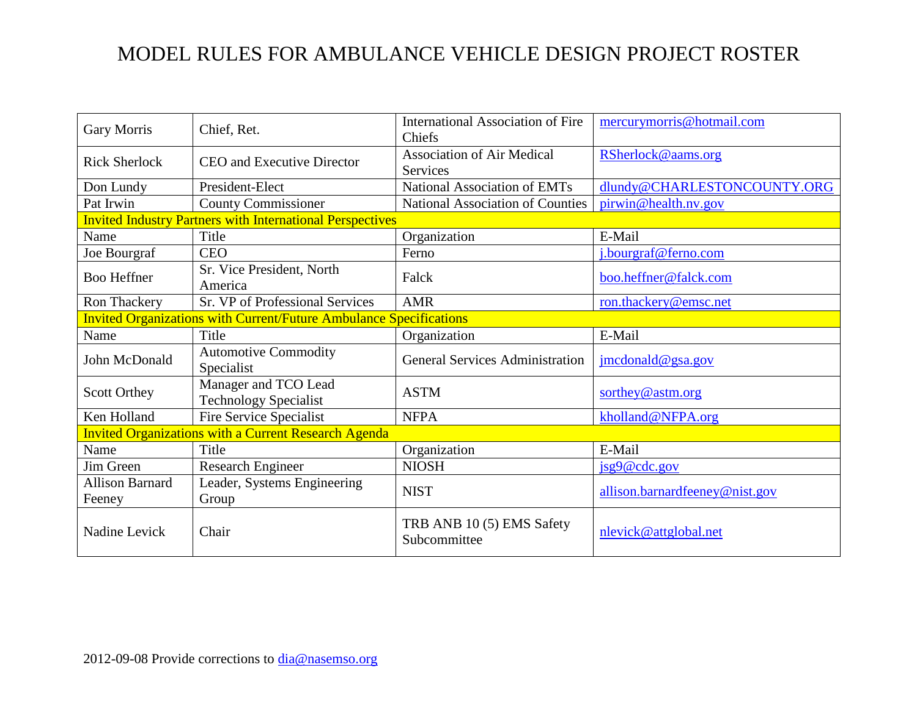# MODEL RULES FOR AMBULANCE VEHICLE DESIGN PROJECT ROSTER

| | | | |
|---|---|---|---|
| Gary Morris | Chief, Ret. | International Association of Fire Chiefs | mercurymorris@hotmail.com |
| Rick Sherlock | CEO and Executive Director | Association of Air Medical Services | RSherlock@aams.org |
| Don Lundy | President-Elect | National Association of EMTs | dlundy@CHARLESTONCOUNTY.ORG |
| Pat Irwin | County Commissioner | National Association of Counties | pirwin@health.nv.gov |
| Invited Industry Partners with International Perspectives | | | |
| Name | Title | Organization | E-Mail |
| Joe Bourgraf | CEO | Ferno | j.bourgraf@ferno.com |
| Boo Heffner | Sr. Vice President, North America | Falck | boo.heffner@falck.com |
| Ron Thackery | Sr. VP of Professional Services | AMR | ron.thackery@emsc.net |
| Invited Organizations with Current/Future Ambulance Specifications | | | |
| Name | Title | Organization | E-Mail |
| John McDonald | Automotive Commodity Specialist | General Services Administration | jmcdonald@gsa.gov |
| Scott Orthey | Manager and TCO Lead Technology Specialist | ASTM | sorthey@astm.org |
| Ken Holland | Fire Service Specialist | NFPA | kholland@NFPA.org |
| Invited Organizations with a Current Research Agenda | | | |
| Name | Title | Organization | E-Mail |
| Jim Green | Research Engineer | NIOSH | jsg9@cdc.gov |
| Allison Barnard Feeney | Leader, Systems Engineering Group | NIST | allison.barnardfeeney@nist.gov |
| Nadine Levick | Chair | TRB ANB 10 (5) EMS Safety Subcommittee | nlevick@attglobal.net |

2012-09-08 Provide corrections to dia@nasemso.org